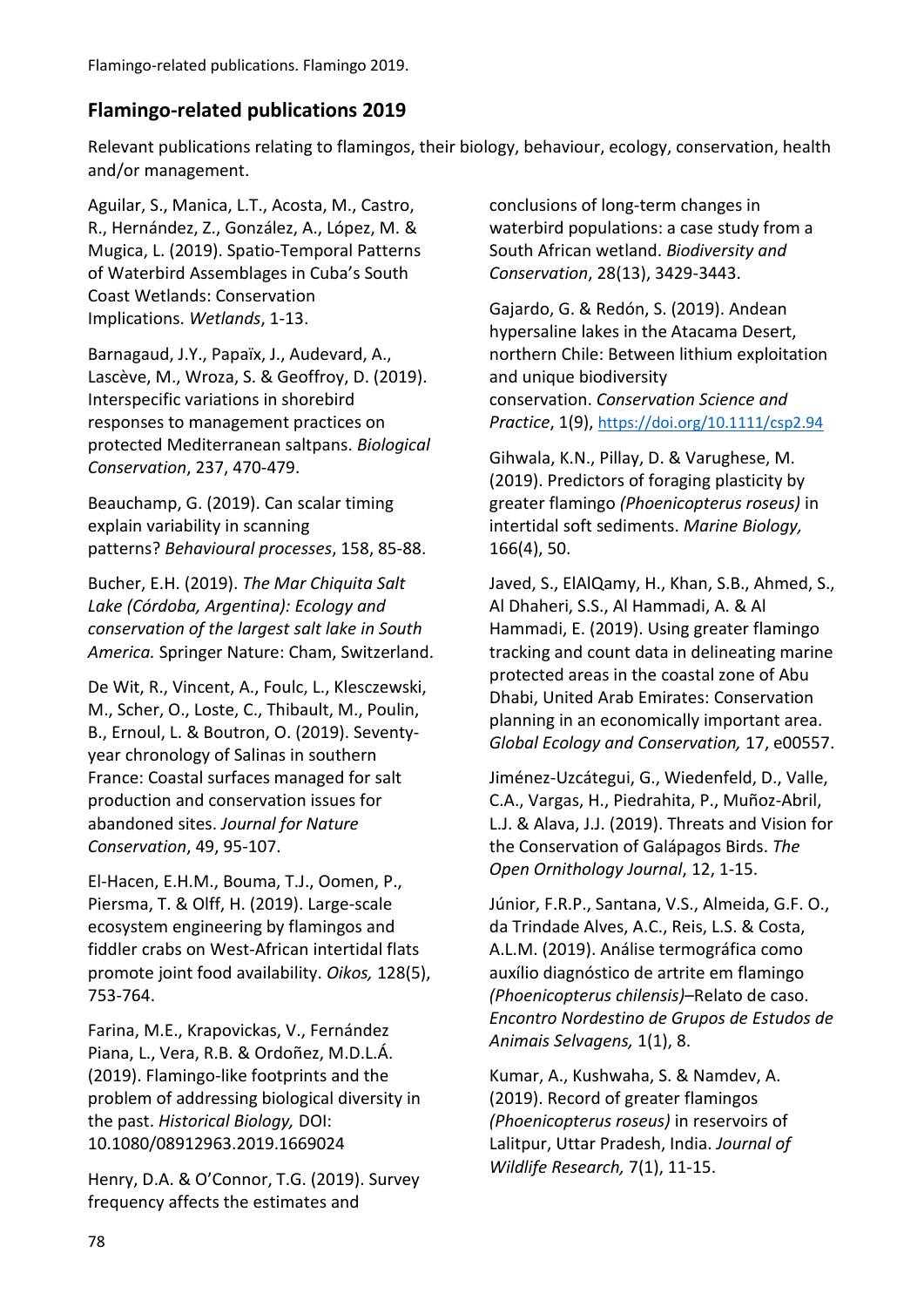## Flamingo-related publications 2019

Relevant publications relating to flamingos, their biology, behaviour, ecology, conservation, health and/or management.

Aguilar, S., Manica, L.T., Acosta, M., Castro, R., Hernández, Z., González, A., López, M. & Mugica, L. (2019). Spatio-Temporal Patterns of Waterbird Assemblages in Cuba's South Coast Wetlands: Conservation Implications. *Wetlands*, 1-13.

Barnagaud, J.Y., Papaïx, J., Audevard, A., Lascève, M., Wroza, S. & Geoffroy, D. (2019). Interspecific variations in shorebird responses to management practices on protected Mediterranean saltpans. *Biological Conservation*, 237, 470-479.

Beauchamp, G. (2019). Can scalar timing explain variability in scanning patterns? *Behavioural processes*, 158, 85-88.

Bucher, E.H. (2019). *The Mar Chiquita Salt Lake (Córdoba, Argentina): Ecology and conservation of the largest salt lake in South America.* Springer Nature: Cham, Switzerland.

De Wit, R., Vincent, A., Foulc, L., Klesczewski, M., Scher, O., Loste, C., Thibault, M., Poulin, B., Ernoul, L. & Boutron, O. (2019). Seventy-year chronology of Salinas in southern France: Coastal surfaces managed for salt production and conservation issues for abandoned sites. *Journal for Nature Conservation*, 49, 95-107.

El-Hacen, E.H.M., Bouma, T.J., Oomen, P., Piersma, T. & Olff, H. (2019). Large-scale ecosystem engineering by flamingos and fiddler crabs on West-African intertidal flats promote joint food availability. *Oikos,* 128(5), 753-764.

Farina, M.E., Krapovickas, V., Fernández Piana, L., Vera, R.B. & Ordoñez, M.D.L.Á. (2019). Flamingo-like footprints and the problem of addressing biological diversity in the past. *Historical Biology,* DOI: 10.1080/08912963.2019.1669024

Henry, D.A. & O'Connor, T.G. (2019). Survey frequency affects the estimates and conclusions of long-term changes in waterbird populations: a case study from a South African wetland. *Biodiversity and Conservation*, 28(13), 3429-3443.

Gajardo, G. & Redón, S. (2019). Andean hypersaline lakes in the Atacama Desert, northern Chile: Between lithium exploitation and unique biodiversity conservation. *Conservation Science and Practice*, 1(9), https://doi.org/10.1111/csp2.94

Gihwala, K.N., Pillay, D. & Varughese, M. (2019). Predictors of foraging plasticity by greater flamingo *(Phoenicopterus roseus)* in intertidal soft sediments. *Marine Biology,* 166(4), 50.

Javed, S., ElAlQamy, H., Khan, S.B., Ahmed, S., Al Dhaheri, S.S., Al Hammadi, A. & Al Hammadi, E. (2019). Using greater flamingo tracking and count data in delineating marine protected areas in the coastal zone of Abu Dhabi, United Arab Emirates: Conservation planning in an economically important area. *Global Ecology and Conservation,* 17, e00557.

Jiménez-Uzcátegui, G., Wiedenfeld, D., Valle, C.A., Vargas, H., Piedrahita, P., Muñoz-Abril, L.J. & Alava, J.J. (2019). Threats and Vision for the Conservation of Galápagos Birds. *The Open Ornithology Journal*, 12, 1-15.

Júnior, F.R.P., Santana, V.S., Almeida, G.F. O., da Trindade Alves, A.C., Reis, L.S. & Costa, A.L.M. (2019). Análise termográfica como auxílio diagnóstico de artrite em flamingo *(Phoenicopterus chilensis)*–Relato de caso. *Encontro Nordestino de Grupos de Estudos de Animais Selvagens,* 1(1), 8.

Kumar, A., Kushwaha, S. & Namdev, A. (2019). Record of greater flamingos *(Phoenicopterus roseus)* in reservoirs of Lalitpur, Uttar Pradesh, India. *Journal of Wildlife Research,* 7(1), 11-15.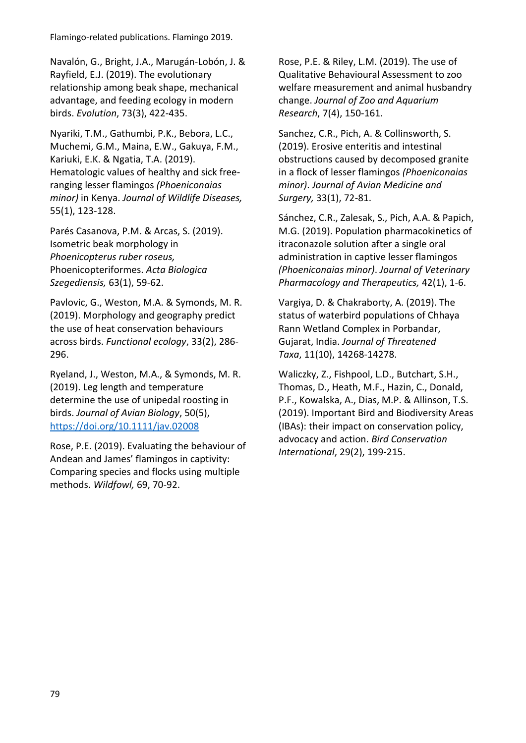Navalón, G., Bright, J.A., Marugán-Lobón, J. & Rayfield, E.J. (2019). The evolutionary relationship among beak shape, mechanical advantage, and feeding ecology in modern birds. *Evolution*, 73(3), 422-435.

Nyariki, T.M., Gathumbi, P.K., Bebora, L.C., Muchemi, G.M., Maina, E.W., Gakuya, F.M., Kariuki, E.K. & Ngatia, T.A. (2019). Hematologic values of healthy and sick free-ranging lesser flamingos *(Phoeniconaias minor)* in Kenya. *Journal of Wildlife Diseases,* 55(1), 123-128.

Parés Casanova, P.M. & Arcas, S. (2019). Isometric beak morphology in *Phoenicopterus ruber roseus,* Phoenicopteriformes. *Acta Biologica Szegediensis,* 63(1), 59-62.

Pavlovic, G., Weston, M.A. & Symonds, M. R. (2019). Morphology and geography predict the use of heat conservation behaviours across birds. *Functional ecology*, 33(2), 286-296.

Ryeland, J., Weston, M.A., & Symonds, M. R. (2019). Leg length and temperature determine the use of unipedal roosting in birds. *Journal of Avian Biology*, 50(5), https://doi.org/10.1111/jav.02008

Rose, P.E. (2019). Evaluating the behaviour of Andean and James' flamingos in captivity: Comparing species and flocks using multiple methods. *Wildfowl,* 69, 70-92.

Rose, P.E. & Riley, L.M. (2019). The use of Qualitative Behavioural Assessment to zoo welfare measurement and animal husbandry change. *Journal of Zoo and Aquarium Research*, 7(4), 150-161.

Sanchez, C.R., Pich, A. & Collinsworth, S. (2019). Erosive enteritis and intestinal obstructions caused by decomposed granite in a flock of lesser flamingos *(Phoeniconaias minor)*. *Journal of Avian Medicine and Surgery,* 33(1), 72-81.

Sánchez, C.R., Zalesak, S., Pich, A.A. & Papich, M.G. (2019). Population pharmacokinetics of itraconazole solution after a single oral administration in captive lesser flamingos *(Phoeniconaias minor)*. *Journal of Veterinary Pharmacology and Therapeutics,* 42(1), 1-6.

Vargiya, D. & Chakraborty, A. (2019). The status of waterbird populations of Chhaya Rann Wetland Complex in Porbandar, Gujarat, India. *Journal of Threatened Taxa*, 11(10), 14268-14278.

Waliczky, Z., Fishpool, L.D., Butchart, S.H., Thomas, D., Heath, M.F., Hazin, C., Donald, P.F., Kowalska, A., Dias, M.P. & Allinson, T.S. (2019). Important Bird and Biodiversity Areas (IBAs): their impact on conservation policy, advocacy and action. *Bird Conservation International*, 29(2), 199-215.